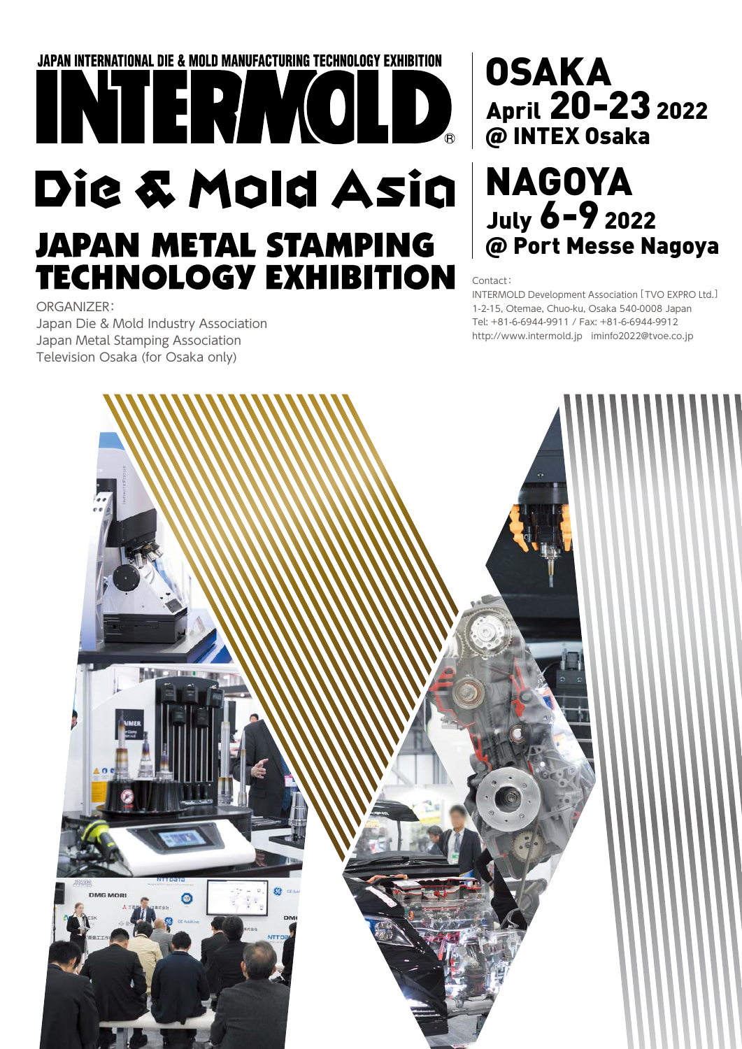JAPAN INTERNATIONAL DIE & MOLD MANUFACTURING TECHNOLOGY EXHIBITION

# INTERMOLD®

# Die & Mold Asia

# JAPAN METAL STAMPING TECHNOLOGY EXHIBITION

ORGANIZER:
Japan Die & Mold Industry Association
Japan Metal Stamping Association
Television Osaka (for Osaka only)

## OSAKA
**April 20-23 2022**
**@ INTEX Osaka**

## NAGOYA
**July 6-9 2022**
**@ Port Messe Nagoya**

Contact:
INTERMOLD Development Association [TVO EXPRO Ltd.]
1-2-15, Otemae, Chuo-ku, Osaka 540-0008 Japan
Tel: +81-6-6944-9911 / Fax: +81-6-6944-9912
http://www.intermold.jp iminfo2022@tvoe.co.jp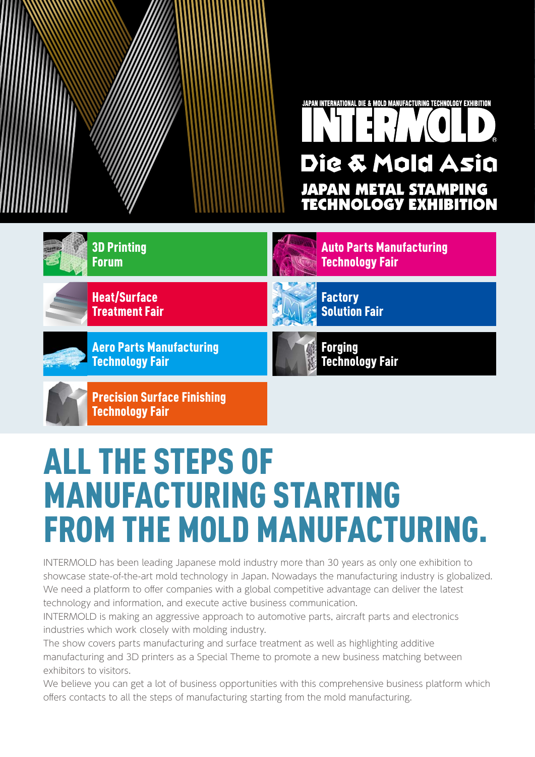JAPAN INTERNATIONAL DIE & MOLD MANUFACTURING TECHNOLOGY EXHIBITION

# INTERMOLD

## Die & Mold Asia

## JAPAN METAL STAMPING TECHNOLOGY EXHIBITION

- 3D Printing Forum
- Auto Parts Manufacturing Technology Fair
- Heat/Surface Treatment Fair
- Factory Solution Fair
- Aero Parts Manufacturing Technology Fair
- Forging Technology Fair
- Precision Surface Finishing Technology Fair

# ALL THE STEPS OF MANUFACTURING STARTING FROM THE MOLD MANUFACTURING.

INTERMOLD has been leading Japanese mold industry more than 30 years as only one exhibition to showcase state-of-the-art mold technology in Japan. Nowadays the manufacturing industry is globalized. We need a platform to offer companies with a global competitive advantage can deliver the latest technology and information, and execute active business communication.

INTERMOLD is making an aggressive approach to automotive parts, aircraft parts and electronics industries which work closely with molding industry.

The show covers parts manufacturing and surface treatment as well as highlighting additive manufacturing and 3D printers as a Special Theme to promote a new business matching between exhibitors to visitors.

We believe you can get a lot of business opportunities with this comprehensive business platform which offers contacts to all the steps of manufacturing starting from the mold manufacturing.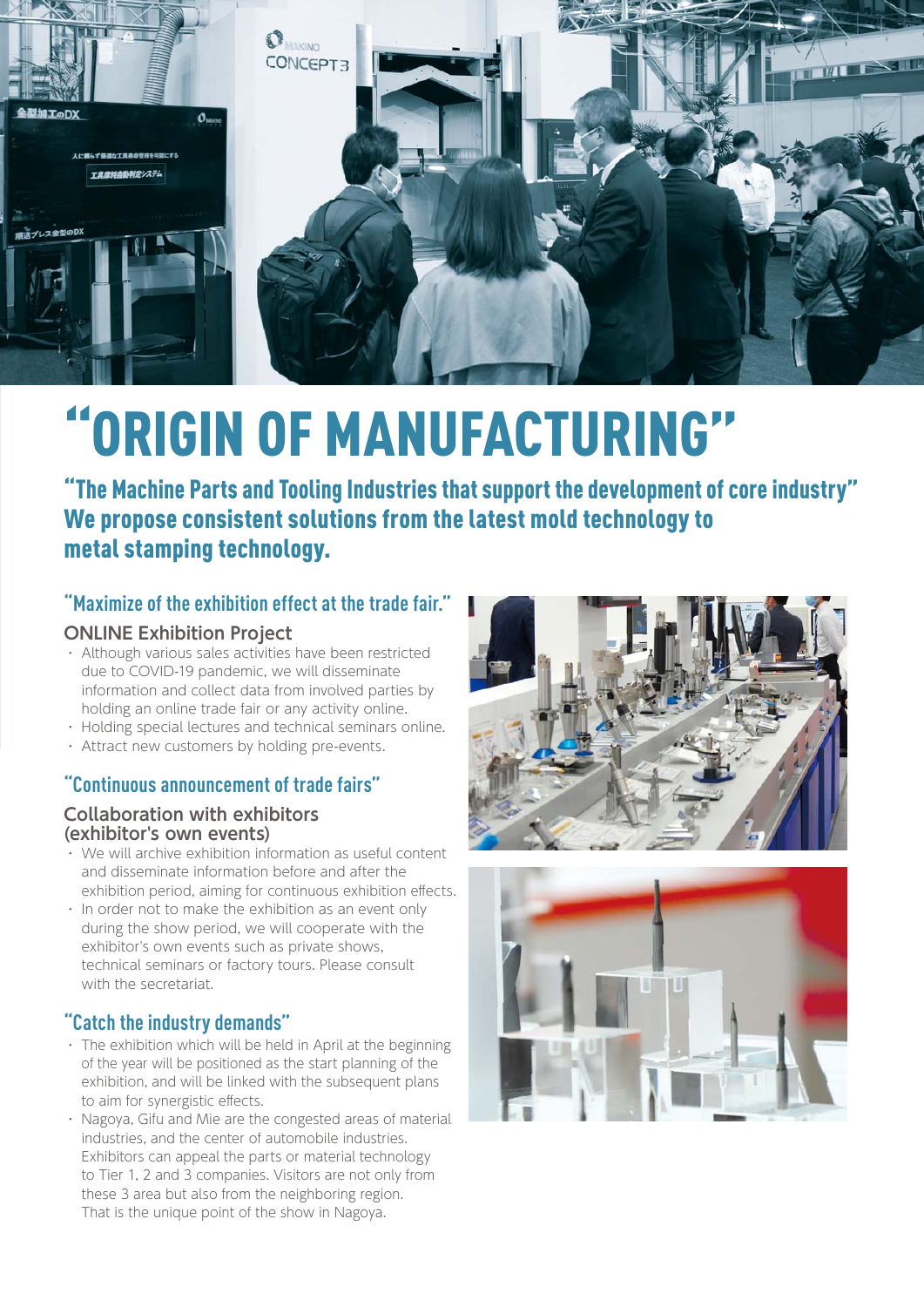# "ORIGIN OF MANUFACTURING"

## "The Machine Parts and Tooling Industries that support the development of core industry" We propose consistent solutions from the latest mold technology to metal stamping technology.

### "Maximize of the exhibition effect at the trade fair."

**ONLINE Exhibition Project**

- Although various sales activities have been restricted due to COVID-19 pandemic, we will disseminate information and collect data from involved parties by holding an online trade fair or any activity online.
- Holding special lectures and technical seminars online.
- Attract new customers by holding pre-events.

### "Continuous announcement of trade fairs"

**Collaboration with exhibitors (exhibitor's own events)**

- We will archive exhibition information as useful content and disseminate information before and after the exhibition period, aiming for continuous exhibition effects.
- In order not to make the exhibition as an event only during the show period, we will cooperate with the exhibitor's own events such as private shows, technical seminars or factory tours. Please consult with the secretariat.

### "Catch the industry demands"

- The exhibition which will be held in April at the beginning of the year will be positioned as the start planning of the exhibition, and will be linked with the subsequent plans to aim for synergistic effects.
- Nagoya, Gifu and Mie are the congested areas of material industries, and the center of automobile industries. Exhibitors can appeal the parts or material technology to Tier 1, 2 and 3 companies. Visitors are not only from these 3 area but also from the neighboring region. That is the unique point of the show in Nagoya.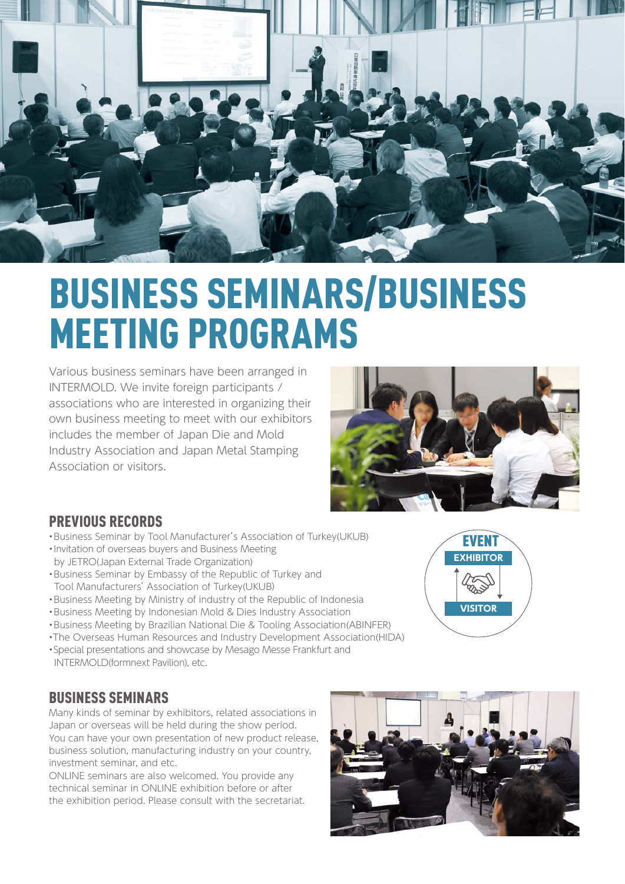# BUSINESS SEMINARS/BUSINESS MEETING PROGRAMS

Various business seminars have been arranged in INTERMOLD. We invite foreign participants / associations who are interested in organizing their own business meeting to meet with our exhibitors includes the member of Japan Die and Mold Industry Association and Japan Metal Stamping Association or visitors.

## PREVIOUS RECORDS

- Business Seminar by Tool Manufacturer's Association of Turkey(UKUB)
- Invitation of overseas buyers and Business Meeting by JETRO(Japan External Trade Organization)
- Business Seminar by Embassy of the Republic of Turkey and Tool Manufacturers' Association of Turkey(UKUB)
- Business Meeting by Ministry of industry of the Republic of Indonesia
- Business Meeting by Indonesian Mold & Dies Industry Association
- Business Meeting by Brazilian National Die & Tooling Association(ABINFER)
- The Overseas Human Resources and Industry Development Association(HIDA)
- Special presentations and showcase by Mesago Messe Frankfurt and INTERMOLD(formnext Pavilion), etc.

EVENT

EXHIBITOR

VISITOR

## BUSINESS SEMINARS

Many kinds of seminar by exhibitors, related associations in Japan or overseas will be held during the show period. You can have your own presentation of new product release, business solution, manufacturing industry on your country, investment seminar, and etc.

ONLINE seminars are also welcomed. You provide any technical seminar in ONLINE exhibition before or after the exhibition period. Please consult with the secretariat.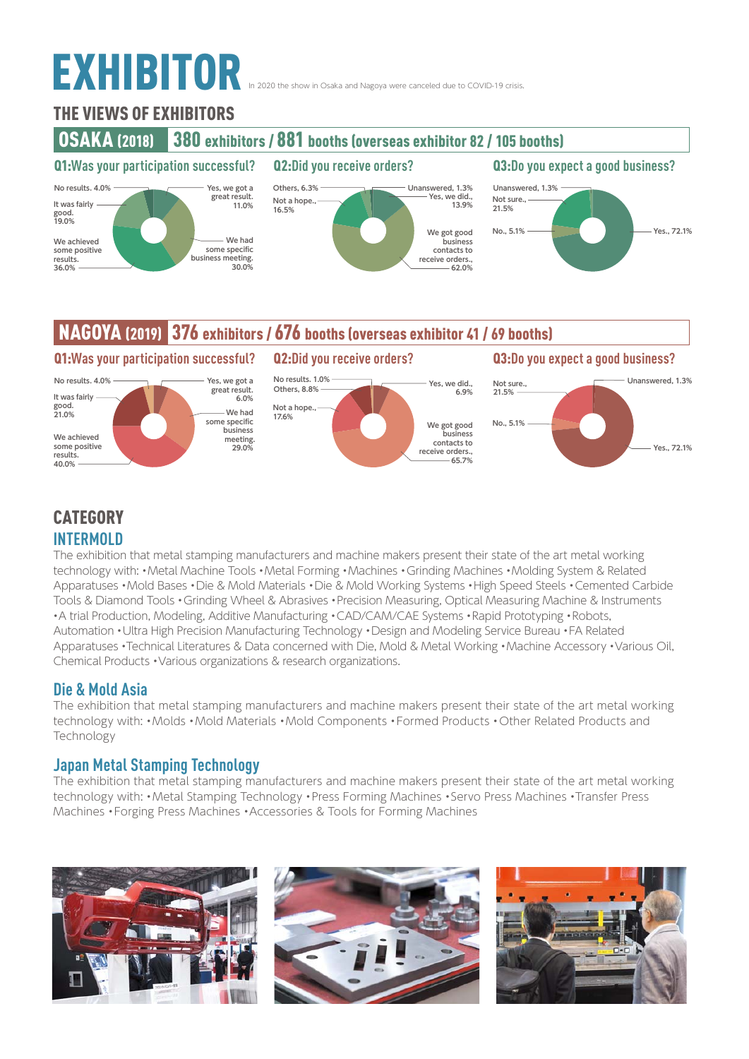# EXHIBITOR

In 2020 the show in Osaka and Nagoya were canceled due to COVID-19 crisis.

## THE VIEWS OF EXHIBITORS

### OSAKA (2018) 380 exhibitors / 881 booths (overseas exhibitor 82 / 105 booths)

**Q1:Was your participation successful?**

- No results. 4.0%
- It was fairly good. 19.0%
- We achieved some positive results. 36.0%
- Yes, we got a great result. 11.0%
- We had some specific business meeting. 30.0%

**Q2:Did you receive orders?**

- Others, 6.3%
- Not a hope., 16.5%
- Unanswered, 1.3%
- Yes, we did., 13.9%
- We got good business contacts to receive orders., 62.0%

**Q3:Do you expect a good business?**

- Unanswered, 1.3%
- Not sure., 21.5%
- No., 5.1%
- Yes., 72.1%

### NAGOYA (2019) 376 exhibitors / 676 booths (overseas exhibitor 41 / 69 booths)

**Q1:Was your participation successful?**

- No results. 4.0%
- It was fairly good. 21.0%
- We achieved some positive results. 40.0%
- Yes, we got a great result. 6.0%
- We had some specific business meeting. 29.0%

**Q2:Did you receive orders?**

- No results. 1.0%
- Others, 8.8%
- Not a hope., 17.6%
- Yes, we did., 6.9%
- We got good business contacts to receive orders., 65.7%

**Q3:Do you expect a good business?**

- Not sure., 21.5%
- No., 5.1%
- Unanswered, 1.3%
- Yes., 72.1%

## CATEGORY

### INTERMOLD

The exhibition that metal stamping manufacturers and machine makers present their state of the art metal working technology with: •Metal Machine Tools •Metal Forming •Machines •Grinding Machines •Molding System & Related Apparatuses •Mold Bases •Die & Mold Materials •Die & Mold Working Systems •High Speed Steels •Cemented Carbide Tools & Diamond Tools •Grinding Wheel & Abrasives •Precision Measuring, Optical Measuring Machine & Instruments •A trial Production, Modeling, Additive Manufacturing •CAD/CAM/CAE Systems •Rapid Prototyping •Robots, Automation •Ultra High Precision Manufacturing Technology •Design and Modeling Service Bureau •FA Related Apparatuses •Technical Literatures & Data concerned with Die, Mold & Metal Working •Machine Accessory •Various Oil, Chemical Products •Various organizations & research organizations.

### Die & Mold Asia

The exhibition that metal stamping manufacturers and machine makers present their state of the art metal working technology with: •Molds •Mold Materials •Mold Components •Formed Products •Other Related Products and Technology

### Japan Metal Stamping Technology

The exhibition that metal stamping manufacturers and machine makers present their state of the art metal working technology with: •Metal Stamping Technology •Press Forming Machines •Servo Press Machines •Transfer Press Machines •Forging Press Machines •Accessories & Tools for Forming Machines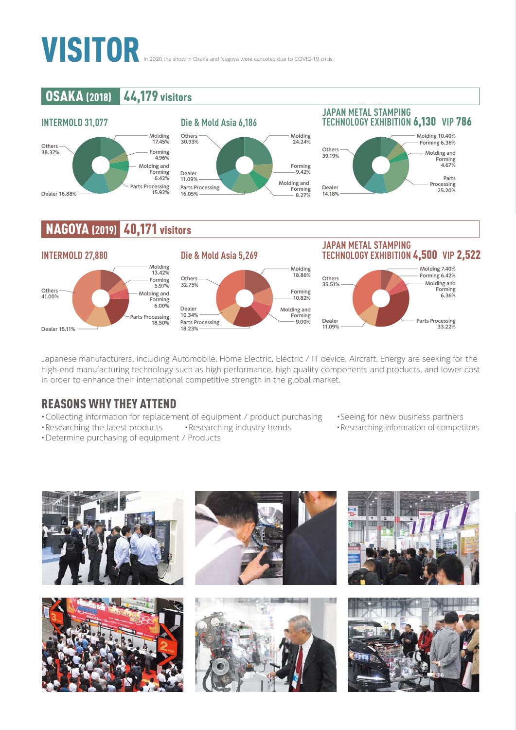# VISITOR

In 2020 the show in Osaka and Nagoya were canceled due to COVID-19 crisis.

## OSAKA (2018) 44,179 visitors

### INTERMOLD 31,077

- Molding 17.45%
- Forming 4.96%
- Molding and Forming 6.42%
- Parts Processing 15.92%
- Dealer 16.88%
- Others 38.37%

### Die & Mold Asia 6,186

- Molding 24.24%
- Forming 9.42%
- Molding and Forming 8.27%
- Parts Processing 16.05%
- Dealer 11.09%
- Others 30.93%

### JAPAN METAL STAMPING TECHNOLOGY EXHIBITION 6,130 VIP 786

- Molding 10.40%
- Forming 6.36%
- Molding and Forming 4.67%
- Parts Processing 25.20%
- Dealer 14.18%
- Others 39.19%

## NAGOYA (2019) 40,171 visitors

### INTERMOLD 27,880

- Molding 13.42%
- Forming 5.97%
- Molding and Forming 6.00%
- Parts Processing 18.50%
- Dealer 15.11%
- Others 41.00%

### Die & Mold Asia 5,269

- Molding 18.86%
- Forming 10.82%
- Molding and Forming 9.00%
- Parts Processing 18.23%
- Dealer 10.34%
- Others 32.75%

### JAPAN METAL STAMPING TECHNOLOGY EXHIBITION 4,500 VIP 2,522

- Molding 7.40%
- Forming 6.42%
- Molding and Forming 6.36%
- Parts Processing 33.22%
- Dealer 11.09%
- Others 35.51%

Japanese manufacturers, including Automobile, Home Electric, Electric / IT device, Aircraft, Energy are seeking for the high-end manufacturing technology such as high performance, high quality components and products, and lower cost in order to enhance their international competitive strength in the global market.

## REASONS WHY THEY ATTEND

- Collecting information for replacement of equipment / product purchasing
- Researching the latest products
- Researching industry trends
- Determine purchasing of equipment / Products
- Seeing for new business partners
- Researching information of competitors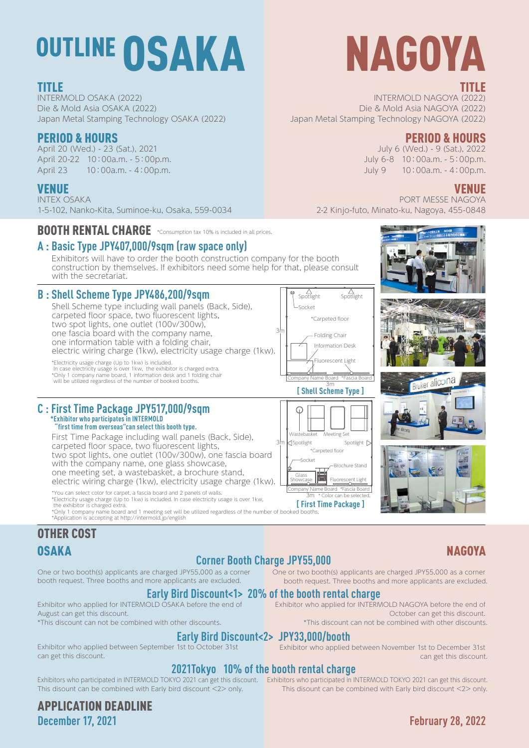# OUTLINE OSAKA

## TITLE

INTERMOLD OSAKA (2022)
Die & Mold Asia OSAKA (2022)
Japan Metal Stamping Technology OSAKA (2022)

## PERIOD & HOURS

April 20 (Wed.) - 23 (Sat.), 2021
April 20-22 10:00a.m. - 5:00p.m.
April 23 10:00a.m. - 4:00p.m.

## VENUE

INTEX OSAKA
1-5-102, Nanko-Kita, Suminoe-ku, Osaka, 559-0034

# NAGOYA

## TITLE

INTERMOLD NAGOYA (2022)
Die & Mold Asia NAGOYA (2022)
Japan Metal Stamping Technology NAGOYA (2022)

## PERIOD & HOURS

July 6 (Wed.) - 9 (Sat.), 2022
July 6-8 10:00a.m. - 5:00p.m.
July 9 10:00a.m. - 4:00p.m.

## VENUE

PORT MESSE NAGOYA
2-2 Kinjo-futo, Minato-ku, Nagoya, 455-0848

## BOOTH RENTAL CHARGE

*Consumption tax 10% is included in all prices.

### A : Basic Type JPY407,000/9sqm (raw space only)

Exhibitors will have to order the booth construction company for the booth construction by themselves. If exhibitors need some help for that, please consult with the secretariat.

### B : Shell Scheme Type JPY486,200/9sqm

Shell Scheme type including wall panels (Back, Side), carpeted floor space, two fluorescent lights, two spot lights, one outlet (100v/300w), one fascia board with the company name, one information table with a folding chair, electric wiring charge (1kw), electricity usage charge (1kw).

*Electricity usage charge (Up to 1kw) is included.
In case electricity usage is over 1kw, the exhibitor is charged extra.
*Only 1 company name board, 1 information desk and 1 folding chair will be utilized regardless of the number of booked booths.

Spotlight, Spotlight, Socket, *Carpeted floor, Folding Chair, Information Desk, Fluorescent Light, Company Name Board *Fascia Board, 3m, 3m

[ Shell Scheme Type ]

### C : First Time Package JPY517,000/9sqm

**\*Exhibitor who participates in INTERMOLD "first time from overseas" can select this booth type.**

First Time Package including wall panels (Back, Side), carpeted floor space, two fluorescent lights, two spot lights, one outlet (100v/300w), one fascia board with the company name, one glass showcase, one meeting set, a wastebasket, a brochure stand, electric wiring charge (1kw), electricity usage charge (1kw).

*You can select color for carpet, a fascia board and 2 panels of walls.
*Electricity usage charge (Up to 1kw) is included. In case electricity usage is over 1kw, the exhibitor is charged extra.
*Only 1 company name board and 1 meeting set will be utilized regardless of the number of booked booths.
*Application is accepting at http://intermold.jp/english

Wastebasket, Meeting Set, Spotlight, Spotlight, *Carpeted floor, Socket, Brochure Stand, Glass Showcase, Fluorescent Light, Company Name Board *Fascia Board, 3m, 3m, * Color can be selected.

[ First Time Package ]

## OTHER COST

### Corner Booth Charge JPY55,000

**OSAKA:** One or two booth(s) applicants are charged JPY55,000 as a corner booth request. Three booths and more applicants are excluded.

**NAGOYA:** One or two booth(s) applicants are charged JPY55,000 as a corner booth request. Three booths and more applicants are excluded.

### Early Bird Discount<1> 20% of the booth rental charge

**OSAKA:** Exhibitor who applied for INTERMOLD OSAKA before the end of August can get this discount.
*This discount can not be combined with other discounts.

**NAGOYA:** Exhibitor who applied for INTERMOLD NAGOYA before the end of October can get this discount.
*This discount can not be combined with other discounts.

### Early Bird Discount<2> JPY33,000/booth

**OSAKA:** Exhibitor who applied between September 1st to October 31st can get this discount.

**NAGOYA:** Exhibitor who applied between November 1st to December 31st can get this discount.

### 2021Tokyo 10% of the booth rental charge

**OSAKA:** Exhibitors who participated in INTERMOLD TOKYO 2021 can get this discount. This disount can be combined with Early bird discount <2> only.

**NAGOYA:** Exhibitors who participated in INTERMOLD TOKYO 2021 can get this discount. This disount can be combined with Early bird discount <2> only.

## APPLICATION DEADLINE

**OSAKA:** December 17, 2021

**NAGOYA:** February 28, 2022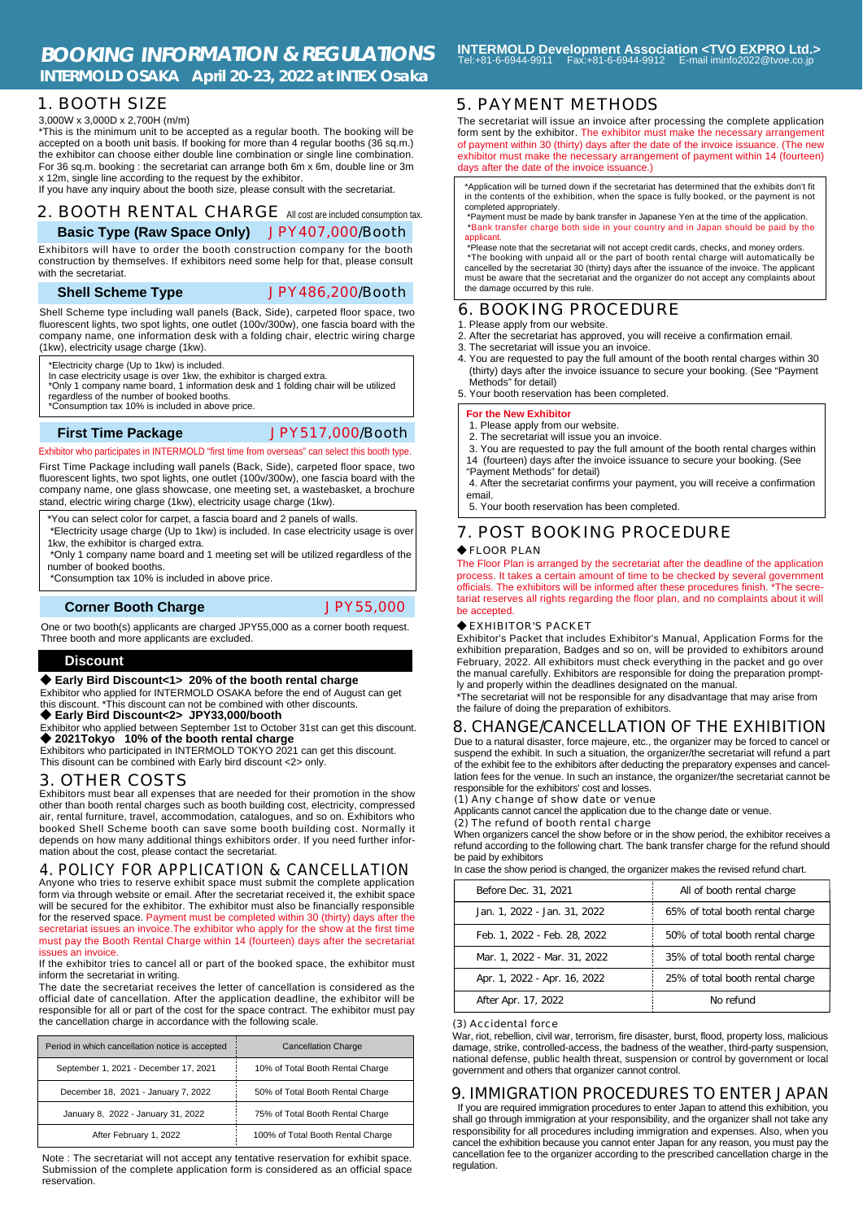# BOOKING INFORMATION & REGULATIONS

**INTERMOLD OSAKA April 20-23, 2022 at INTEX Osaka**

**INTERMOLD Development Association <TVO EXPRO Ltd.>**
Tel:+81-6-6944-9911 Fax:+81-6-6944-9912 E-mail iminfo2022@tvoe.co.jp

## 1. BOOTH SIZE

3,000W x 3,000D x 2,700H (m/m)

*This is the minimum unit to be accepted as a regular booth. The booking will be accepted on a booth unit basis. If booking for more than 4 regular booths (36 sq.m.) the exhibitor can choose either double line combination or single line combination. For 36 sq.m. booking : the secretariat can arrange both 6m x 6m, double line or 3m x 12m, single line according to the request by the exhibitor.

If you have any inquiry about the booth size, please consult with the secretariat.

## 2. BOOTH RENTAL CHARGE

All cost are included consumption tax.

### Basic Type (Raw Space Only) JPY407,000/Booth

Exhibitors will have to order the booth construction company for the booth construction by themselves. If exhibitors need some help for that, please consult with the secretariat.

### Shell Scheme Type JPY486,200/Booth

Shell Scheme type including wall panels (Back, Side), carpeted floor space, two fluorescent lights, two spot lights, one outlet (100v/300w), one fascia board with the company name, one information desk with a folding chair, electric wiring charge (1kw), electricity usage charge (1kw).

*Electricity charge (Up to 1kw) is included.
In case electricity usage is over 1kw, the exhibitor is charged extra.
*Only 1 company name board, 1 information desk and 1 folding chair will be utilized regardless of the number of booked booths.
*Consumption tax 10% is included in above price.

### First Time Package JPY517,000/Booth

Exhibitor who participates in INTERMOLD "first time from overseas" can select this booth type.

First Time Package including wall panels (Back, Side), carpeted floor space, two fluorescent lights, two spot lights, one outlet (100v/300w), one fascia board with the company name, one glass showcase, one meeting set, a wastebasket, a brochure stand, electric wiring charge (1kw), electricity usage charge (1kw).

*You can select color for carpet, a fascia board and 2 panels of walls.
*Electricity usage charge (Up to 1kw) is included. In case electricity usage is over 1kw, the exhibitor is charged extra.
*Only 1 company name board and 1 meeting set will be utilized regardless of the number of booked booths.
*Consumption tax 10% is included in above price.

### Corner Booth Charge JPY55,000

One or two booth(s) applicants are charged JPY55,000 as a corner booth request. Three booth and more applicants are excluded.

### Discount

◆ **Early Bird Discount<1> 20% of the booth rental charge**
Exhibitor who applied for INTERMOLD OSAKA before the end of August can get this discount. *This discount can not be combined with other discounts.

◆ **Early Bird Discount<2> JPY33,000/booth**
Exhibitor who applied between September 1st to October 31st can get this discount.

◆ **2021Tokyo 10% of the booth rental charge**
Exhibitors who participated in INTERMOLD TOKYO 2021 can get this discount.
This disount can be combined with Early bird discount <2> only.

## 3. OTHER COSTS

Exhibitors must bear all expenses that are needed for their promotion in the show other than booth rental charges such as booth building cost, electricity, compressed air, rental furniture, travel, accommodation, catalogues, and so on. Exhibitors who booked Shell Scheme booth can save some booth building cost. Normally it depends on how many additional things exhibitors order. If you need further information about the cost, please contact the secretariat.

## 4. POLICY FOR APPLICATION & CANCELLATION

Anyone who tries to reserve exhibit space must submit the complete application form via through website or email. After the secretariat received it, the exhibit space will be secured for the exhibitor. The exhibitor must also be financially responsible for the reserved space. Payment must be completed within 30 (thirty) days after the secretariat issues an invoice.The exhibitor who apply for the show at the first time must pay the Booth Rental Charge within 14 (fourteen) days after the secretariat issues an invoice.

If the exhibitor tries to cancel all or part of the booked space, the exhibitor must inform the secretariat in writing.

The date the secretariat receives the letter of cancellation is considered as the official date of cancellation. After the application deadline, the exhibitor will be responsible for all or part of the cost for the space contract. The exhibitor must pay the cancellation charge in accordance with the following scale.

| Period in which cancellation notice is accepted | Cancellation Charge |
|---|---|
| September 1, 2021 - December 17, 2021 | 10% of Total Booth Rental Charge |
| December 18, 2021 - January 7, 2022 | 50% of Total Booth Rental Charge |
| January 8, 2022 - January 31, 2022 | 75% of Total Booth Rental Charge |
| After February 1, 2022 | 100% of Total Booth Rental Charge |

Note : The secretariat will not accept any tentative reservation for exhibit space. Submission of the complete application form is considered as an official space reservation.

## 5. PAYMENT METHODS

The secretariat will issue an invoice after processing the complete application form sent by the exhibitor. The exhibitor must make the necessary arrangement of payment within 30 (thirty) days after the date of the invoice issuance. (The new exhibitor must make the necessary arrangement of payment within 14 (fourteen) days after the date of the invoice issuance.)

*Application will be turned down if the secretariat has determined that the exhibits don't fit in the contents of the exhibition, when the space is fully booked, or the payment is not completed appropriately.
*Payment must be made by bank transfer in Japanese Yen at the time of the application.
*Bank transfer charge both side in your country and in Japan should be paid by the applicant.
*Please note that the secretariat will not accept credit cards, checks, and money orders.
*The booking with unpaid all or the part of booth rental charge will automatically be cancelled by the secretariat 30 (thirty) days after the issuance of the invoice. The applicant must be aware that the secretariat and the organizer do not accept any complaints about the damage occurred by this rule.

## 6. BOOKING PROCEDURE

1. Please apply from our website.
2. After the secretariat has approved, you will receive a confirmation email.
3. The secretariat will issue you an invoice.
4. You are requested to pay the full amount of the booth rental charges within 30 (thirty) days after the invoice issuance to secure your booking. (See "Payment Methods" for detail)
5. Your booth reservation has been completed.

**For the New Exhibitor**

1. Please apply from our website.
2. The secretariat will issue you an invoice.
3. You are requested to pay the full amount of the booth rental charges within 14 (fourteen) days after the invoice issuance to secure your booking. (See "Payment Methods" for detail)
4. After the secretariat confirms your payment, you will receive a confirmation email.
5. Your booth reservation has been completed.

## 7. POST BOOKING PROCEDURE

### ◆FLOOR PLAN

The Floor Plan is arranged by the secretariat after the deadline of the application process. It takes a certain amount of time to be checked by several government officials. The exhibitors will be informed after these procedures finish. *The secretariat reserves all rights regarding the floor plan, and no complaints about it will be accepted.

### ◆EXHIBITOR'S PACKET

Exhibitor's Packet that includes Exhibitor's Manual, Application Forms for the exhibition preparation, Badges and so on, will be provided to exhibitors around February, 2022. All exhibitors must check everything in the packet and go over the manual carefully. Exhibitors are responsible for doing the preparation promptly and properly within the deadlines designated on the manual.

*The secretariat will not be responsible for any disadvantage that may arise from the failure of doing the preparation of exhibitors.

## 8. CHANGE/CANCELLATION OF THE EXHIBITION

Due to a natural disaster, force majeure, etc., the organizer may be forced to cancel or suspend the exhibit. In such a situation, the organizer/the secretariat will refund a part of the exhibit fee to the exhibitors after deducting the preparatory expenses and cancellation fees for the venue. In such an instance, the organizer/the secretariat cannot be responsible for the exhibitors' cost and losses.

(1) Any change of show date or venue

Applicants cannot cancel the application due to the change date or venue.

(2) The refund of booth rental charge

When organizers cancel the show before or in the show period, the exhibitor receives a refund according to the following chart. The bank transfer charge for the refund should be paid by exhibitors

In case the show period is changed, the organizer makes the revised refund chart.

| Period | Refund |
|---|---|
| Before Dec. 31, 2021 | All of booth rental charge |
| Jan. 1, 2022 - Jan. 31, 2022 | 65% of total booth rental charge |
| Feb. 1, 2022 - Feb. 28, 2022 | 50% of total booth rental charge |
| Mar. 1, 2022 - Mar. 31, 2022 | 35% of total booth rental charge |
| Apr. 1, 2022 - Apr. 16, 2022 | 25% of total booth rental charge |
| After Apr. 17, 2022 | No refund |

(3) Accidental force

War, riot, rebellion, civil war, terrorism, fire disaster, burst, flood, property loss, malicious damage, strike, controlled-access, the badness of the weather, third-party suspension, national defense, public health threat, suspension or control by government or local government and others that organizer cannot control.

## 9. IMMIGRATION PROCEDURES TO ENTER JAPAN

If you are required immigration procedures to enter Japan to attend this exhibition, you shall go through immigration at your responsibility, and the organizer shall not take any responsibility for all procedures including immigration and expenses. Also, when you cancel the exhibition because you cannot enter Japan for any reason, you must pay the cancellation fee to the organizer according to the prescribed cancellation charge in the regulation.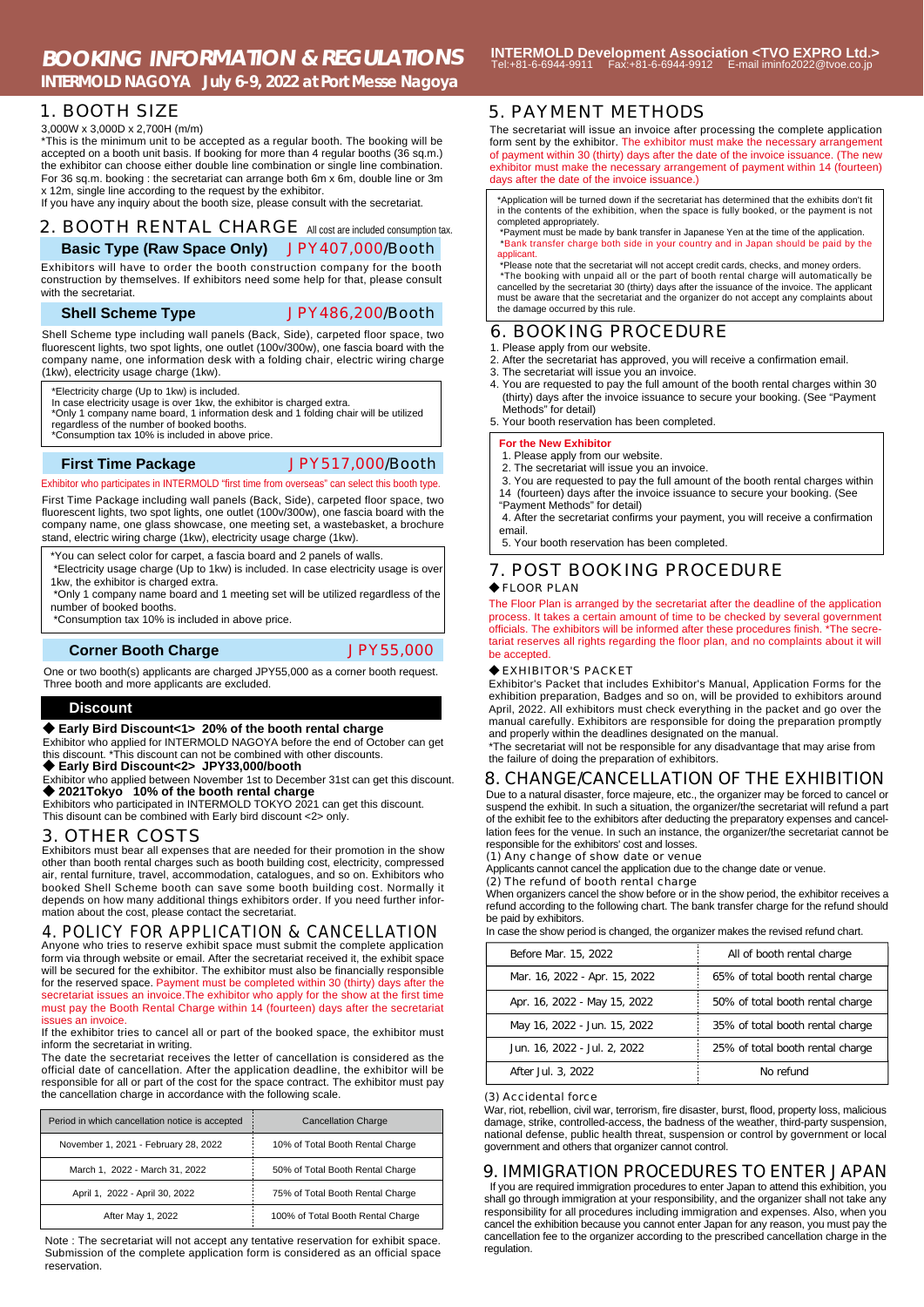# BOOKING INFORMATION & REGULATIONS

**INTERMOLD NAGOYA July 6-9, 2022 at Port Messe Nagoya**

**INTERMOLD Development Association <TVO EXPRO Ltd.>**
Tel:+81-6-6944-9911 Fax:+81-6-6944-9912 E-mail iminfo2022@tvoe.co.jp

## 1. BOOTH SIZE

3,000W x 3,000D x 2,700H (m/m)

*This is the minimum unit to be accepted as a regular booth. The booking will be accepted on a booth unit basis. If booking for more than 4 regular booths (36 sq.m.) the exhibitor can choose either double line combination or single line combination. For 36 sq.m. booking : the secretariat can arrange both 6m x 6m, double line or 3m x 12m, single line according to the request by the exhibitor.

If you have any inquiry about the booth size, please consult with the secretariat.

## 2. BOOTH RENTAL CHARGE

All cost are included consumption tax.

### Basic Type (Raw Space Only) JPY407,000/Booth

Exhibitors will have to order the booth construction company for the booth construction by themselves. If exhibitors need some help for that, please consult with the secretariat.

### Shell Scheme Type JPY486,200/Booth

Shell Scheme type including wall panels (Back, Side), carpeted floor space, two fluorescent lights, two spot lights, one outlet (100v/300w), one fascia board with the company name, one information desk with a folding chair, electric wiring charge (1kw), electricity usage charge (1kw).

*Electricity charge (Up to 1kw) is included.
In case electricity usage is over 1kw, the exhibitor is charged extra.
*Only 1 company name board, 1 information desk and 1 folding chair will be utilized regardless of the number of booked booths.
*Consumption tax 10% is included in above price.

### First Time Package JPY517,000/Booth

Exhibitor who participates in INTERMOLD "first time from overseas" can select this booth type.

First Time Package including wall panels (Back, Side), carpeted floor space, two fluorescent lights, two spot lights, one outlet (100v/300w), one fascia board with the company name, one glass showcase, one meeting set, a wastebasket, a brochure stand, electric wiring charge (1kw), electricity usage charge (1kw).

*You can select color for carpet, a fascia board and 2 panels of walls.
*Electricity usage charge (Up to 1kw) is included. In case electricity usage is over 1kw, the exhibitor is charged extra.
*Only 1 company name board and 1 meeting set will be utilized regardless of the number of booked booths.
*Consumption tax 10% is included in above price.

### Corner Booth Charge JPY55,000

One or two booth(s) applicants are charged JPY55,000 as a corner booth request. Three booth and more applicants are excluded.

### Discount

**◆ Early Bird Discount<1> 20% of the booth rental charge**
Exhibitor who applied for INTERMOLD NAGOYA before the end of October can get this discount. *This discount can not be combined with other discounts.

**◆ Early Bird Discount<2> JPY33,000/booth**
Exhibitor who applied between November 1st to December 31st can get this discount.

**◆ 2021Tokyo 10% of the booth rental charge**
Exhibitors who participated in INTERMOLD TOKYO 2021 can get this discount.
This disount can be combined with Early bird discount <2> only.

## 3. OTHER COSTS

Exhibitors must bear all expenses that are needed for their promotion in the show other than booth rental charges such as booth building cost, electricity, compressed air, rental furniture, travel, accommodation, catalogues, and so on. Exhibitors who booked Shell Scheme booth can save some booth building cost. Normally it depends on how many additional things exhibitors order. If you need further information about the cost, please contact the secretariat.

## 4. POLICY FOR APPLICATION & CANCELLATION

Anyone who tries to reserve exhibit space must submit the complete application form via through website or email. After the secretariat received it, the exhibit space will be secured for the exhibitor. The exhibitor must also be financially responsible for the reserved space. Payment must be completed within 30 (thirty) days after the secretariat issues an invoice.The exhibitor who apply for the show at the first time must pay the Booth Rental Charge within 14 (fourteen) days after the secretariat issues an invoice.

If the exhibitor tries to cancel all or part of the booked space, the exhibitor must inform the secretariat in writing.

The date the secretariat receives the letter of cancellation is considered as the official date of cancellation. After the application deadline, the exhibitor will be responsible for all or part of the cost for the space contract. The exhibitor must pay the cancellation charge in accordance with the following scale.

| Period in which cancellation notice is accepted | Cancellation Charge |
|---|---|
| November 1, 2021 - February 28, 2022 | 10% of Total Booth Rental Charge |
| March 1, 2022 - March 31, 2022 | 50% of Total Booth Rental Charge |
| April 1, 2022 - April 30, 2022 | 75% of Total Booth Rental Charge |
| After May 1, 2022 | 100% of Total Booth Rental Charge |

Note : The secretariat will not accept any tentative reservation for exhibit space. Submission of the complete application form is considered as an official space reservation.

## 5. PAYMENT METHODS

The secretariat will issue an invoice after processing the complete application form sent by the exhibitor. The exhibitor must make the necessary arrangement of payment within 30 (thirty) days after the date of the invoice issuance. (The new exhibitor must make the necessary arrangement of payment within 14 (fourteen) days after the date of the invoice issuance.)

*Application will be turned down if the secretariat has determined that the exhibits don't fit in the contents of the exhibition, when the space is fully booked, or the payment is not completed appropriately.
*Payment must be made by bank transfer in Japanese Yen at the time of the application.
*Bank transfer charge both side in your country and in Japan should be paid by the applicant.
*Please note that the secretariat will not accept credit cards, checks, and money orders.
*The booking with unpaid all or the part of booth rental charge will automatically be cancelled by the secretariat 30 (thirty) days after the issuance of the invoice. The applicant must be aware that the secretariat and the organizer do not accept any complaints about the damage occurred by this rule.

## 6. BOOKING PROCEDURE

1. Please apply from our website.
2. After the secretariat has approved, you will receive a confirmation email.
3. The secretariat will issue you an invoice.
4. You are requested to pay the full amount of the booth rental charges within 30 (thirty) days after the invoice issuance to secure your booking. (See "Payment Methods" for detail)
5. Your booth reservation has been completed.

**For the New Exhibitor**

1. Please apply from our website.
2. The secretariat will issue you an invoice.
3. You are requested to pay the full amount of the booth rental charges within 14 (fourteen) days after the invoice issuance to secure your booking. (See "Payment Methods" for detail)
4. After the secretariat confirms your payment, you will receive a confirmation email.
5. Your booth reservation has been completed.

## 7. POST BOOKING PROCEDURE

### ◆FLOOR PLAN

The Floor Plan is arranged by the secretariat after the deadline of the application process. It takes a certain amount of time to be checked by several government officials. The exhibitors will be informed after these procedures finish. *The secretariat reserves all rights regarding the floor plan, and no complaints about it will be accepted.

### ◆EXHIBITOR'S PACKET

Exhibitor's Packet that includes Exhibitor's Manual, Application Forms for the exhibition preparation, Badges and so on, will be provided to exhibitors around April, 2022. All exhibitors must check everything in the packet and go over the manual carefully. Exhibitors are responsible for doing the preparation promptly and properly within the deadlines designated on the manual.

*The secretariat will not be responsible for any disadvantage that may arise from the failure of doing the preparation of exhibitors.

## 8. CHANGE/CANCELLATION OF THE EXHIBITION

Due to a natural disaster, force majeure, etc., the organizer may be forced to cancel or suspend the exhibit. In such a situation, the organizer/the secretariat will refund a part of the exhibit fee to the exhibitors after deducting the preparatory expenses and cancellation fees for the venue. In such an instance, the organizer/the secretariat cannot be responsible for the exhibitors' cost and losses.

(1) Any change of show date or venue

Applicants cannot cancel the application due to the change date or venue.

(2) The refund of booth rental charge

When organizers cancel the show before or in the show period, the exhibitor receives a refund according to the following chart. The bank transfer charge for the refund should be paid by exhibitors.

In case the show period is changed, the organizer makes the revised refund chart.

| | |
|---|---|
| Before Mar. 15, 2022 | All of booth rental charge |
| Mar. 16, 2022 - Apr. 15, 2022 | 65% of total booth rental charge |
| Apr. 16, 2022 - May 15, 2022 | 50% of total booth rental charge |
| May 16, 2022 - Jun. 15, 2022 | 35% of total booth rental charge |
| Jun. 16, 2022 - Jul. 2, 2022 | 25% of total booth rental charge |
| After Jul. 3, 2022 | No refund |

(3) Accidental force

War, riot, rebellion, civil war, terrorism, fire disaster, burst, flood, property loss, malicious damage, strike, controlled-access, the badness of the weather, third-party suspension, national defense, public health threat, suspension or control by government or local government and others that organizer cannot control.

## 9. IMMIGRATION PROCEDURES TO ENTER JAPAN

If you are required immigration procedures to enter Japan to attend this exhibition, you shall go through immigration at your responsibility, and the organizer shall not take any responsibility for all procedures including immigration and expenses. Also, when you cancel the exhibition because you cannot enter Japan for any reason, you must pay the cancellation fee to the organizer according to the prescribed cancellation charge in the regulation.